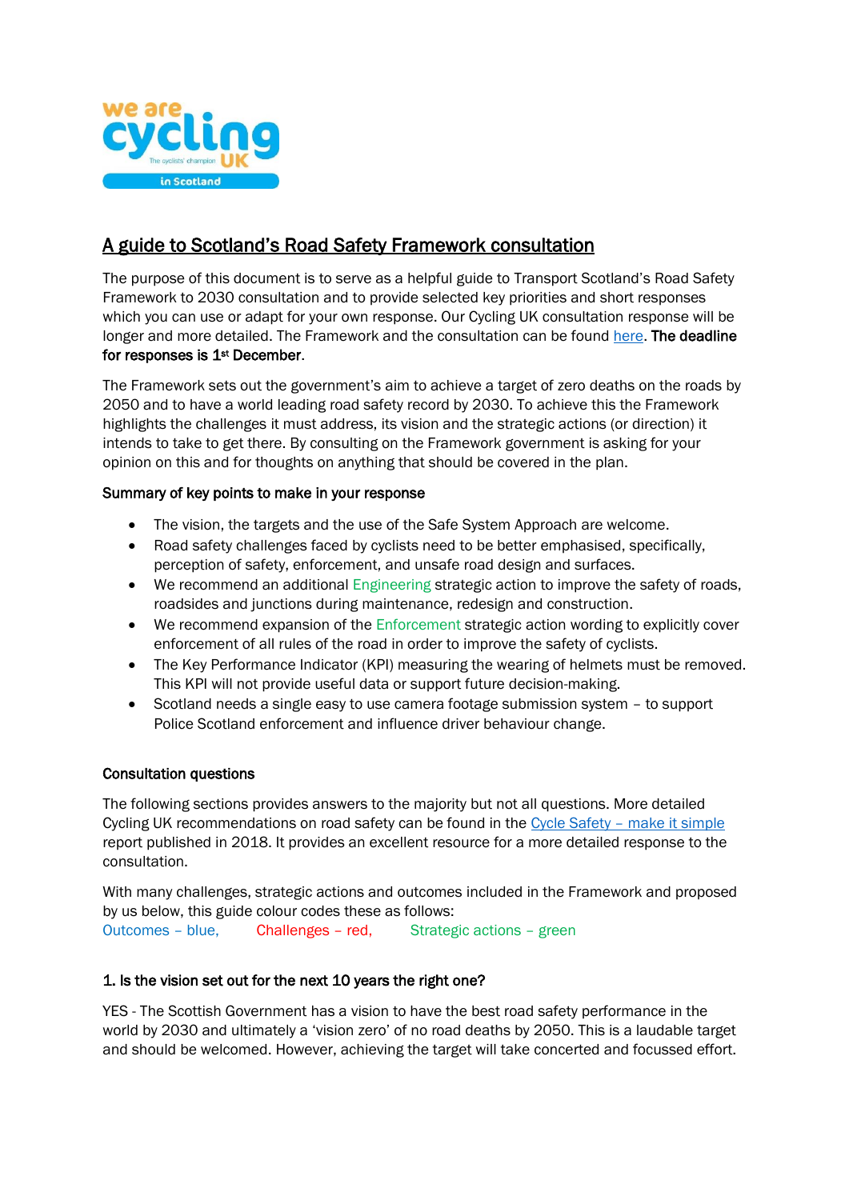## A guide to Scotland's Road Safety Framework consultation

The purpose of this document is to serve as a helpful guide to Transport Scotland's Road Safety Framework to 2030 consultation and to provide selected key priorities and short responses which you can use or adapt for your own response. Our Cycling UK consultation response will be longer and more detailed. The Framework and the consultation can be found here. **The deadline for responses is 1st December**.

The Framework sets out the government's aim to achieve a target of zero deaths on the roads by 2050 and to have a world leading road safety record by 2030. To achieve this the Framework highlights the challenges it must address, its vision and the strategic actions (or direction) it intends to take to get there. By consulting on the Framework government is asking for your opinion on this and for thoughts on anything that should be covered in the plan.

**Summary of key points to make in your response**

- The vision, the targets and the use of the Safe System Approach are welcome.
- Road safety challenges faced by cyclists need to be better emphasised, specifically, perception of safety, enforcement, and unsafe road design and surfaces.
- We recommend an additional Engineering strategic action to improve the safety of roads, roadsides and junctions during maintenance, redesign and construction.
- We recommend expansion of the Enforcement strategic action wording to explicitly cover enforcement of all rules of the road in order to improve the safety of cyclists.
- The Key Performance Indicator (KPI) measuring the wearing of helmets must be removed. This KPI will not provide useful data or support future decision-making.
- Scotland needs a single easy to use camera footage submission system – to support Police Scotland enforcement and influence driver behaviour change.

**Consultation questions**

The following sections provides answers to the majority but not all questions. More detailed Cycling UK recommendations on road safety can be found in the Cycle Safety – make it simple report published in 2018. It provides an excellent resource for a more detailed response to the consultation.

With many challenges, strategic actions and outcomes included in the Framework and proposed by us below, this guide colour codes these as follows:
Outcomes – blue, Challenges – red, Strategic actions – green

**1. Is the vision set out for the next 10 years the right one?**

YES - The Scottish Government has a vision to have the best road safety performance in the world by 2030 and ultimately a 'vision zero' of no road deaths by 2050. This is a laudable target and should be welcomed. However, achieving the target will take concerted and focussed effort.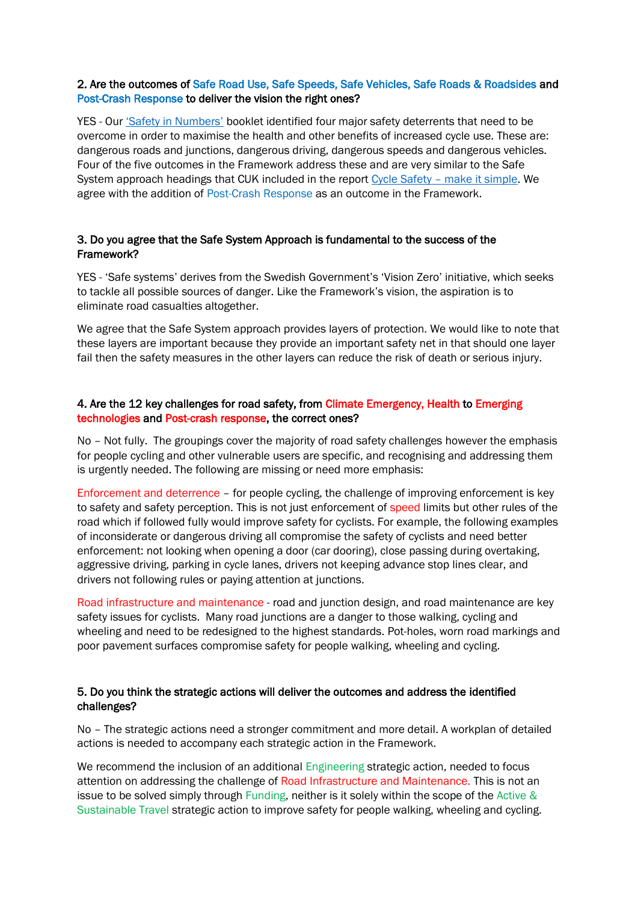**2. Are the outcomes of Safe Road Use, Safe Speeds, Safe Vehicles, Safe Roads & Roadsides and Post-Crash Response to deliver the vision the right ones?**

YES - Our 'Safety in Numbers' booklet identified four major safety deterrents that need to be overcome in order to maximise the health and other benefits of increased cycle use. These are: dangerous roads and junctions, dangerous driving, dangerous speeds and dangerous vehicles. Four of the five outcomes in the Framework address these and are very similar to the Safe System approach headings that CUK included in the report Cycle Safety – make it simple. We agree with the addition of Post-Crash Response as an outcome in the Framework.

**3. Do you agree that the Safe System Approach is fundamental to the success of the Framework?**

YES - 'Safe systems' derives from the Swedish Government's 'Vision Zero' initiative, which seeks to tackle all possible sources of danger. Like the Framework's vision, the aspiration is to eliminate road casualties altogether.

We agree that the Safe System approach provides layers of protection. We would like to note that these layers are important because they provide an important safety net in that should one layer fail then the safety measures in the other layers can reduce the risk of death or serious injury.

**4. Are the 12 key challenges for road safety, from Climate Emergency, Health to Emerging technologies and Post-crash response, the correct ones?**

No – Not fully. The groupings cover the majority of road safety challenges however the emphasis for people cycling and other vulnerable users are specific, and recognising and addressing them is urgently needed. The following are missing or need more emphasis:

Enforcement and deterrence – for people cycling, the challenge of improving enforcement is key to safety and safety perception. This is not just enforcement of speed limits but other rules of the road which if followed fully would improve safety for cyclists. For example, the following examples of inconsiderate or dangerous driving all compromise the safety of cyclists and need better enforcement: not looking when opening a door (car dooring), close passing during overtaking, aggressive driving, parking in cycle lanes, drivers not keeping advance stop lines clear, and drivers not following rules or paying attention at junctions.

Road infrastructure and maintenance - road and junction design, and road maintenance are key safety issues for cyclists. Many road junctions are a danger to those walking, cycling and wheeling and need to be redesigned to the highest standards. Pot-holes, worn road markings and poor pavement surfaces compromise safety for people walking, wheeling and cycling.

**5. Do you think the strategic actions will deliver the outcomes and address the identified challenges?**

No – The strategic actions need a stronger commitment and more detail. A workplan of detailed actions is needed to accompany each strategic action in the Framework.

We recommend the inclusion of an additional Engineering strategic action, needed to focus attention on addressing the challenge of Road Infrastructure and Maintenance. This is not an issue to be solved simply through Funding, neither is it solely within the scope of the Active & Sustainable Travel strategic action to improve safety for people walking, wheeling and cycling.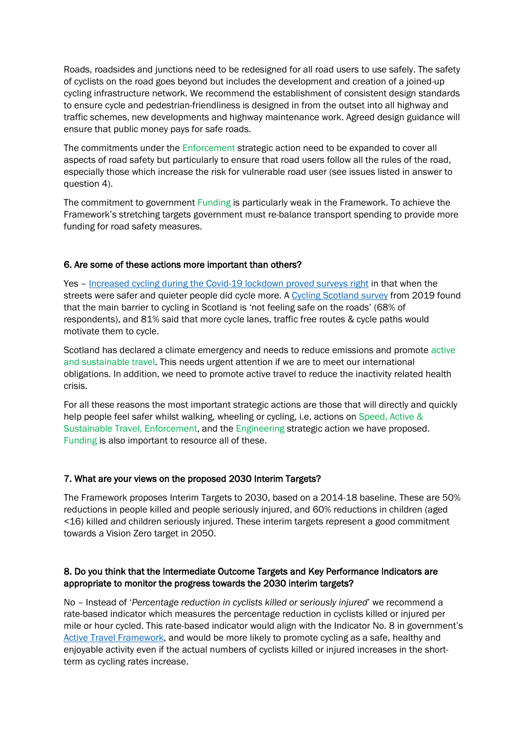Roads, roadsides and junctions need to be redesigned for all road users to use safely. The safety of cyclists on the road goes beyond but includes the development and creation of a joined-up cycling infrastructure network. We recommend the establishment of consistent design standards to ensure cycle and pedestrian-friendliness is designed in from the outset into all highway and traffic schemes, new developments and highway maintenance work. Agreed design guidance will ensure that public money pays for safe roads.

The commitments under the Enforcement strategic action need to be expanded to cover all aspects of road safety but particularly to ensure that road users follow all the rules of the road, especially those which increase the risk for vulnerable road user (see issues listed in answer to question 4).

The commitment to government Funding is particularly weak in the Framework. To achieve the Framework's stretching targets government must re-balance transport spending to provide more funding for road safety measures.

### 6. Are some of these actions more important than others?

Yes – Increased cycling during the Covid-19 lockdown proved surveys right in that when the streets were safer and quieter people did cycle more. A Cycling Scotland survey from 2019 found that the main barrier to cycling in Scotland is 'not feeling safe on the roads' (68% of respondents), and 81% said that more cycle lanes, traffic free routes & cycle paths would motivate them to cycle.

Scotland has declared a climate emergency and needs to reduce emissions and promote active and sustainable travel. This needs urgent attention if we are to meet our international obligations. In addition, we need to promote active travel to reduce the inactivity related health crisis.

For all these reasons the most important strategic actions are those that will directly and quickly help people feel safer whilst walking, wheeling or cycling, i.e. actions on Speed, Active & Sustainable Travel, Enforcement, and the Engineering strategic action we have proposed. Funding is also important to resource all of these.

### 7. What are your views on the proposed 2030 Interim Targets?

The Framework proposes Interim Targets to 2030, based on a 2014-18 baseline. These are 50% reductions in people killed and people seriously injured, and 60% reductions in children (aged <16) killed and children seriously injured. These interim targets represent a good commitment towards a Vision Zero target in 2050.

### 8. Do you think that the Intermediate Outcome Targets and Key Performance Indicators are appropriate to monitor the progress towards the 2030 interim targets?

No – Instead of '*Percentage reduction in cyclists killed or seriously injured*' we recommend a rate-based indicator which measures the percentage reduction in cyclists killed or injured per mile or hour cycled. This rate-based indicator would align with the Indicator No. 8 in government's Active Travel Framework, and would be more likely to promote cycling as a safe, healthy and enjoyable activity even if the actual numbers of cyclists killed or injured increases in the short-term as cycling rates increase.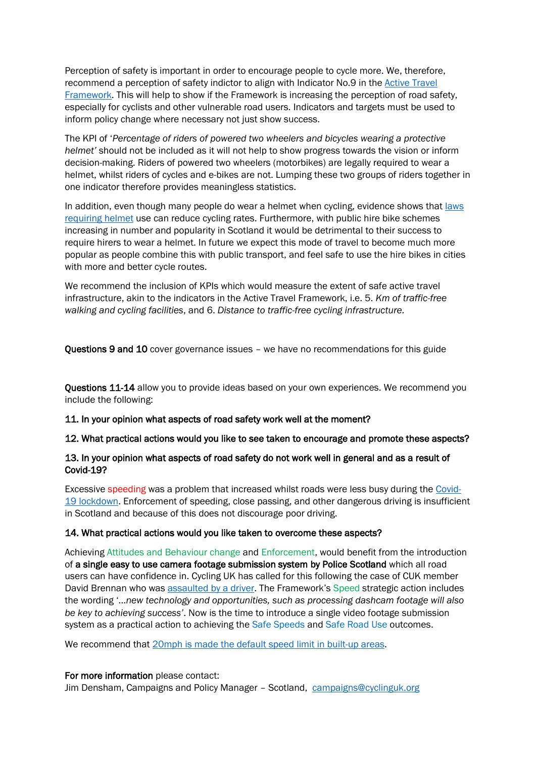Perception of safety is important in order to encourage people to cycle more. We, therefore, recommend a perception of safety indictor to align with Indicator No.9 in the [Active Travel Framework](). This will help to show if the Framework is increasing the perception of road safety, especially for cyclists and other vulnerable road users. Indicators and targets must be used to inform policy change where necessary not just show success.

The KPI of '*Percentage of riders of powered two wheelers and bicycles wearing a protective helmet'* should not be included as it will not help to show progress towards the vision or inform decision-making. Riders of powered two wheelers (motorbikes) are legally required to wear a helmet, whilst riders of cycles and e-bikes are not. Lumping these two groups of riders together in one indicator therefore provides meaningless statistics.

In addition, even though many people do wear a helmet when cycling, evidence shows that [laws requiring helmet]() use can reduce cycling rates. Furthermore, with public hire bike schemes increasing in number and popularity in Scotland it would be detrimental to their success to require hirers to wear a helmet. In future we expect this mode of travel to become much more popular as people combine this with public transport, and feel safe to use the hire bikes in cities with more and better cycle routes.

We recommend the inclusion of KPIs which would measure the extent of safe active travel infrastructure, akin to the indicators in the Active Travel Framework, i.e. 5. *Km of traffic-free walking and cycling facilities*, and 6. *Distance to traffic-free cycling infrastructure.*

**Questions 9 and 10** cover governance issues – we have no recommendations for this guide

**Questions 11-14** allow you to provide ideas based on your own experiences. We recommend you include the following:

**11. In your opinion what aspects of road safety work well at the moment?**

**12. What practical actions would you like to see taken to encourage and promote these aspects?**

**13. In your opinion what aspects of road safety do not work well in general and as a result of Covid-19?**

Excessive speeding was a problem that increased whilst roads were less busy during the [Covid-19 lockdown](). Enforcement of speeding, close passing, and other dangerous driving is insufficient in Scotland and because of this does not discourage poor driving.

**14. What practical actions would you like taken to overcome these aspects?**

Achieving Attitudes and Behaviour change and Enforcement, would benefit from the introduction of **a single easy to use camera footage submission system by Police Scotland** which all road users can have confidence in. Cycling UK has called for this following the case of CUK member David Brennan who was [assaulted by a driver](). The Framework's Speed strategic action includes the wording '*...new technology and opportunities, such as processing dashcam footage will also be key to achieving success'*. Now is the time to introduce a single video footage submission system as a practical action to achieving the Safe Speeds and Safe Road Use outcomes.

We recommend that [20mph is made the default speed limit in built-up areas]().

**For more information** please contact:
Jim Densham, Campaigns and Policy Manager – Scotland, [campaigns@cyclinguk.org]()